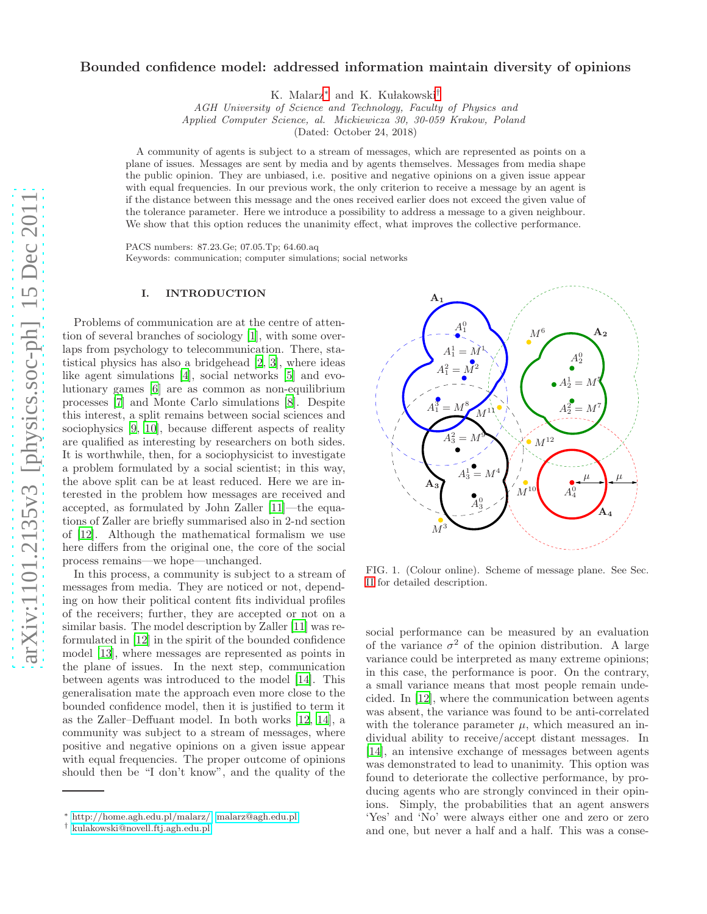# Bounded confidence model: addressed information maintain diversity of opinions

K. Malarz* and K. Kułakowski†

*AGH University of Science and Technology, Faculty of Physics and Applied Computer Science, al. Mickiewicza 30, 30-059 Krakow, Poland*

(Dated: October 24, 2018)

A community of agents is subject to a stream of messages, which are represented as points on a plane of issues. Messages are sent by media and by agents themselves. Messages from media shape the public opinion. They are unbiased, i.e. positive and negative opinions on a given issue appear with equal frequencies. In our previous work, the only criterion to receive a message by an agent is if the distance between this message and the ones received earlier does not exceed the given value of the tolerance parameter. Here we introduce a possibility to address a message to a given neighbour. We show that this option reduces the unanimity effect, what improves the collective performance.

PACS numbers: 87.23.Ge; 07.05.Tp; 64.60.aq

Keywords: communication; computer simulations; social networks

## I. INTRODUCTION

Problems of communication are at the centre of attention of several branches of sociology [1], with some overlaps from psychology to telecommunication. There, statistical physics has also a bridgehead [2, 3], where ideas like agent simulations [4], social networks [5] and evolutionary games [6] are as common as non-equilibrium processes [7] and Monte Carlo simulations [8]. Despite this interest, a split remains between social sciences and sociophysics [9, 10], because different aspects of reality are qualified as interesting by researchers on both sides. It is worthwhile, then, for a sociophysicist to investigate a problem formulated by a social scientist; in this way, the above split can be at least reduced. Here we are interested in the problem how messages are received and accepted, as formulated by John Zaller [11]—the equations of Zaller are briefly summarised also in 2-nd section of [12]. Although the mathematical formalism we use here differs from the original one, the core of the social process remains—we hope—unchanged.

In this process, a community is subject to a stream of messages from media. They are noticed or not, depending on how their political content fits individual profiles of the receivers; further, they are accepted or not on a similar basis. The model description by Zaller [11] was reformulated in [12] in the spirit of the bounded confidence model [13], where messages are represented as points in the plane of issues. In the next step, communication between agents was introduced to the model [14]. This generalisation mate the approach even more close to the bounded confidence model, then it is justified to term it as the Zaller–Deffuant model. In both works [12, 14], a community was subject to a stream of messages, where positive and negative opinions on a given issue appear with equal frequencies. The proper outcome of opinions should then be "I don't know", and the quality of the social performance can be measured by an evaluation of the variance $\sigma^2$ of the opinion distribution. A large variance could be interpreted as many extreme opinions; in this case, the performance is poor. On the contrary, a small variance means that most people remain undecided. In [12], where the communication between agents was absent, the variance was found to be anti-correlated with the tolerance parameter $\mu$, which measured an individual ability to receive/accept distant messages. In [14], an intensive exchange of messages between agents was demonstrated to lead to unanimity. This option was found to deteriorate the collective performance, by producing agents who are strongly convinced in their opinions. Simply, the probabilities that an agent answers 'Yes' and 'No' were always either one and zero or zero and one, but never a half and a half. This was a conse-

FIG. 1. (Colour online). Scheme of message plane. See Sec. II for detailed description.

* http://home.agh.edu.pl/malarz/, malarz@agh.edu.pl

† kulakowski@novell.ftj.agh.edu.pl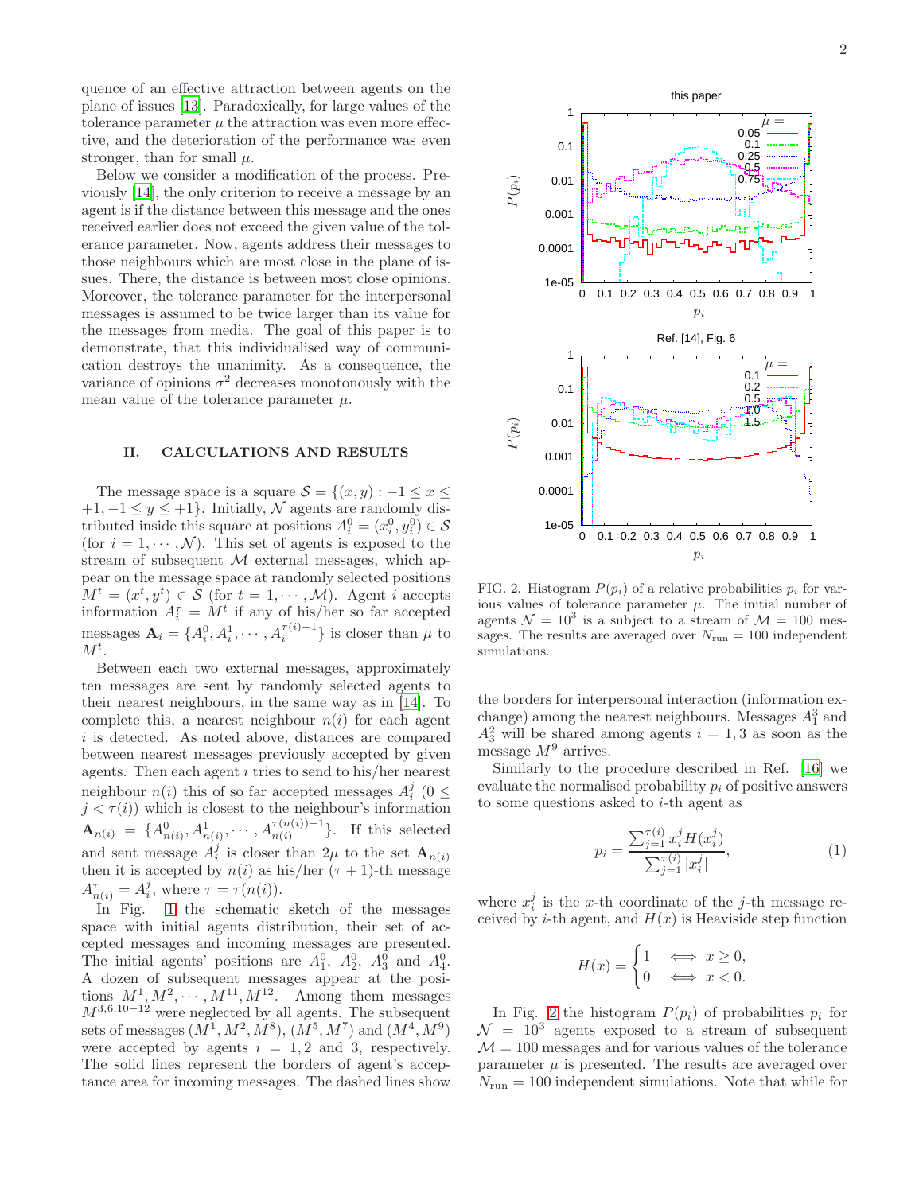quence of an effective attraction between agents on the plane of issues [13]. Paradoxically, for large values of the tolerance parameter $\mu$ the attraction was even more effective, and the deterioration of the performance was even stronger, than for small $\mu$.

Below we consider a modification of the process. Previously [14], the only criterion to receive a message by an agent is if the distance between this message and the ones received earlier does not exceed the given value of the tolerance parameter. Now, agents address their messages to those neighbours which are most close in the plane of issues. There, the distance is between most close opinions. Moreover, the tolerance parameter for the interpersonal messages is assumed to be twice larger than its value for the messages from media. The goal of this paper is to demonstrate, that this individualised way of communication destroys the unanimity. As a consequence, the variance of opinions $\sigma^2$ decreases monotonously with the mean value of the tolerance parameter $\mu$.

## II. CALCULATIONS AND RESULTS

The message space is a square $\mathcal{S} = \{(x, y) : -1 \le x \le +1, -1 \le y \le +1\}$. Initially, $\mathcal{N}$ agents are randomly distributed inside this square at positions $A_i^0 = (x_i^0, y_i^0) \in \mathcal{S}$ (for $i = 1, \cdots, \mathcal{N}$). This set of agents is exposed to the stream of subsequent $\mathcal{M}$ external messages, which appear on the message space at randomly selected positions $M^t = (x^t, y^t) \in \mathcal{S}$ (for $t = 1, \cdots, \mathcal{M}$). Agent $i$ accepts information $A_i^\tau = M^t$ if any of his/her so far accepted messages $\mathbf{A}_i = \{A_i^0, A_i^1, \cdots, A_i^{\tau(i)-1}\}$ is closer than $\mu$ to $M^t$.

Between each two external messages, approximately ten messages are sent by randomly selected agents to their nearest neighbours, in the same way as in [14]. To complete this, a nearest neighbour $n(i)$ for each agent $i$ is detected. As noted above, distances are compared between nearest messages previously accepted by given agents. Then each agent $i$ tries to send to his/her nearest neighbour $n(i)$ this of so far accepted messages $A_i^j$ ($0 \le j < \tau(i)$) which is closest to the neighbour's information $\mathbf{A}_{n(i)} = \{A_{n(i)}^0, A_{n(i)}^1, \cdots, A_{n(i)}^{\tau(n(i))-1}\}$. If this selected and sent message $A_i^j$ is closer than $2\mu$ to the set $\mathbf{A}_{n(i)}$ then it is accepted by $n(i)$ as his/her $(\tau+1)$-th message $A_{n(i)}^\tau = A_i^j$, where $\tau = \tau(n(i))$.

In Fig. 1 the schematic sketch of the messages space with initial agents distribution, their set of accepted messages and incoming messages are presented. The initial agents' positions are $A_1^0$, $A_2^0$, $A_3^0$ and $A_4^0$. A dozen of subsequent messages appear at the positions $M^1, M^2, \cdots, M^{11}, M^{12}$. Among them messages $M^{3,6,10-12}$ were neglected by all agents. The subsequent sets of messages $(M^1, M^2, M^8)$, $(M^5, M^7)$ and $(M^4, M^9)$ were accepted by agents $i = 1, 2$ and 3, respectively. The solid lines represent the borders of agent's acceptance area for incoming messages. The dashed lines show the borders for interpersonal interaction (information exchange) among the nearest neighbours. Messages $A_1^3$ and $A_3^2$ will be shared among agents $i = 1, 3$ as soon as the message $M^9$ arrives.

FIG. 2. Histogram $P(p_i)$ of a relative probabilities $p_i$ for various values of tolerance parameter $\mu$. The initial number of agents $\mathcal{N} = 10^3$ is a subject to a stream of $\mathcal{M} = 100$ messages. The results are averaged over $N_{\text{run}} = 100$ independent simulations.

Similarly to the procedure described in Ref. [16] we evaluate the normalised probability $p_i$ of positive answers to some questions asked to $i$-th agent as

$$p_i = \frac{\sum_{j=1}^{\tau(i)} x_i^j H(x_i^j)}{\sum_{j=1}^{\tau(i)} |x_i^j|}, \tag{1}$$

where $x_i^j$ is the $x$-th coordinate of the $j$-th message received by $i$-th agent, and $H(x)$ is Heaviside step function

$$H(x) = \begin{cases} 1 & \iff x \ge 0, \\ 0 & \iff x < 0. \end{cases}$$

In Fig. 2 the histogram $P(p_i)$ of probabilities $p_i$ for $\mathcal{N} = 10^3$ agents exposed to a stream of subsequent $\mathcal{M} = 100$ messages and for various values of the tolerance parameter $\mu$ is presented. The results are averaged over $N_{\text{run}} = 100$ independent simulations. Note that while for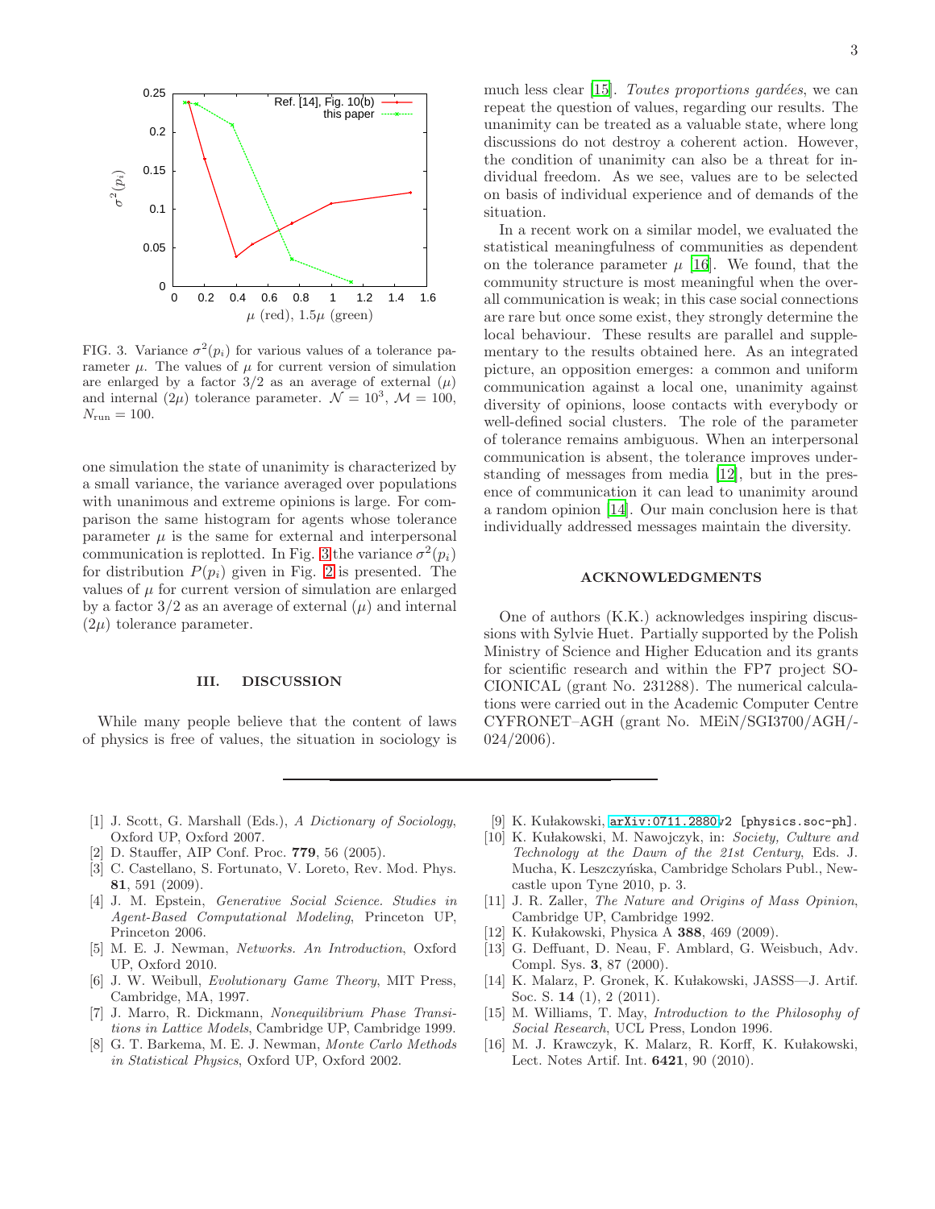0.25
0.2
0.15
0.1
0.05
0

$\sigma^2(p_i)$

0 0.2 0.4 0.6 0.8 1 1.2 1.4 1.6

$\mu$ (red), $1.5\mu$ (green)

Ref. [14], Fig. 10(b)
this paper

FIG. 3. Variance $\sigma^2(p_i)$ for various values of a tolerance parameter $\mu$. The values of $\mu$ for current version of simulation are enlarged by a factor 3/2 as an average of external ($\mu$) and internal ($2\mu$) tolerance parameter. $\mathcal{N} = 10^3$, $\mathcal{M} = 100$, $N_{\rm run} = 100$.

one simulation the state of unanimity is characterized by a small variance, the variance averaged over populations with unanimous and extreme opinions is large. For comparison the same histogram for agents whose tolerance parameter $\mu$ is the same for external and interpersonal communication is replotted. In Fig. 3 the variance $\sigma^2(p_i)$ for distribution $P(p_i)$ given in Fig. 2 is presented. The values of $\mu$ for current version of simulation are enlarged by a factor 3/2 as an average of external ($\mu$) and internal ($2\mu$) tolerance parameter.

## III. DISCUSSION

While many people believe that the content of laws of physics is free of values, the situation in sociology is much less clear [15]. *Toutes proportions gardées*, we can repeat the question of values, regarding our results. The unanimity can be treated as a valuable state, where long discussions do not destroy a coherent action. However, the condition of unanimity can also be a threat for individual freedom. As we see, values are to be selected on basis of individual experience and of demands of the situation.

In a recent work on a similar model, we evaluated the statistical meaningfulness of communities as dependent on the tolerance parameter $\mu$ [16]. We found, that the community structure is most meaningful when the overall communication is weak; in this case social connections are rare but once some exist, they strongly determine the local behaviour. These results are parallel and supplementary to the results obtained here. As an integrated picture, an opposition emerges: a common and uniform communication against a local one, unanimity against diversity of opinions, loose contacts with everybody or well-defined social clusters. The role of the parameter of tolerance remains ambiguous. When an interpersonal communication is absent, the tolerance improves understanding of messages from media [12], but in the presence of communication it can lead to unanimity around a random opinion [14]. Our main conclusion here is that individually addressed messages maintain the diversity.

## ACKNOWLEDGMENTS

One of authors (K.K.) acknowledges inspiring discussions with Sylvie Huet. Partially supported by the Polish Ministry of Science and Higher Education and its grants for scientific research and within the FP7 project SOCIONICAL (grant No. 231288). The numerical calculations were carried out in the Academic Computer Centre CYFRONET–AGH (grant No. MEiN/SGI3700/AGH/-024/2006).

---

[1] J. Scott, G. Marshall (Eds.), *A Dictionary of Sociology*, Oxford UP, Oxford 2007.

[2] D. Stauffer, AIP Conf. Proc. **779**, 56 (2005).

[3] C. Castellano, S. Fortunato, V. Loreto, Rev. Mod. Phys. **81**, 591 (2009).

[4] J. M. Epstein, *Generative Social Science. Studies in Agent-Based Computational Modeling*, Princeton UP, Princeton 2006.

[5] M. E. J. Newman, *Networks. An Introduction*, Oxford UP, Oxford 2010.

[6] J. W. Weibull, *Evolutionary Game Theory*, MIT Press, Cambridge, MA, 1997.

[7] J. Marro, R. Dickmann, *Nonequilibrium Phase Transitions in Lattice Models*, Cambridge UP, Cambridge 1999.

[8] G. T. Barkema, M. E. J. Newman, *Monte Carlo Methods in Statistical Physics*, Oxford UP, Oxford 2002.

[9] K. Kułakowski, arXiv:0711.2880v2 [physics.soc-ph].

[10] K. Kułakowski, M. Nawojczyk, in: *Society, Culture and Technology at the Dawn of the 21st Century*, Eds. J. Mucha, K. Leszczyńska, Cambridge Scholars Publ., Newcastle upon Tyne 2010, p. 3.

[11] J. R. Zaller, *The Nature and Origins of Mass Opinion*, Cambridge UP, Cambridge 1992.

[12] K. Kułakowski, Physica A **388**, 469 (2009).

[13] G. Deffuant, D. Neau, F. Amblard, G. Weisbuch, Adv. Compl. Sys. **3**, 87 (2000).

[14] K. Malarz, P. Gronek, K. Kułakowski, JASSS—J. Artif. Soc. S. **14** (1), 2 (2011).

[15] M. Williams, T. May, *Introduction to the Philosophy of Social Research*, UCL Press, London 1996.

[16] M. J. Krawczyk, K. Malarz, R. Korff, K. Kułakowski, Lect. Notes Artif. Int. **6421**, 90 (2010).